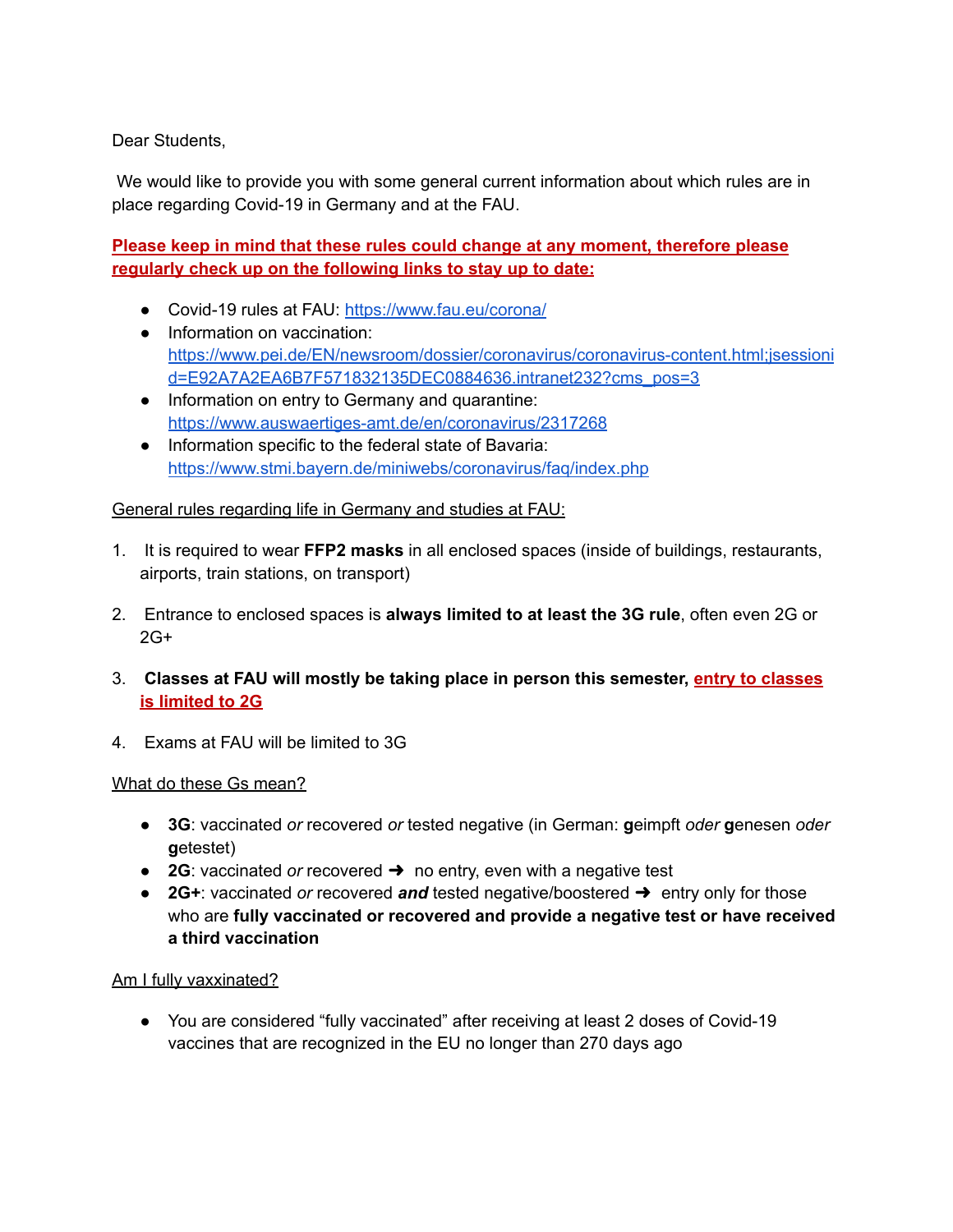Dear Students,

We would like to provide you with some general current information about which rules are in place regarding Covid-19 in Germany and at the FAU.

**Please keep in mind that these rules could change at any moment, therefore please regularly check up on the following links to stay up to date:**

- Covid-19 rules at FAU: https://www.fau.eu/corona/
- Information on vaccination: https://www.pei.de/EN/newsroom/dossier/coronavirus/coronavirus-content.html;jsessionid=E92A7A2EA6B7F571832135DEC0884636.intranet232?cms_pos=3
- Information on entry to Germany and quarantine: https://www.auswaertiges-amt.de/en/coronavirus/2317268
- Information specific to the federal state of Bavaria: https://www.stmi.bayern.de/miniwebs/coronavirus/faq/index.php

General rules regarding life in Germany and studies at FAU:

1. It is required to wear **FFP2 masks** in all enclosed spaces (inside of buildings, restaurants, airports, train stations, on transport)

2. Entrance to enclosed spaces is **always limited to at least the 3G rule**, often even 2G or 2G+

3. **Classes at FAU will mostly be taking place in person this semester, entry to classes is limited to 2G**

4. Exams at FAU will be limited to 3G

What do these Gs mean?

- **3G**: vaccinated *or* recovered *or* tested negative (in German: **g**eimpft *oder* **g**enesen *oder* **g**etestet)
- **2G**: vaccinated *or* recovered ➜ no entry, even with a negative test
- **2G+**: vaccinated *or* recovered ***and*** tested negative/boostered ➜ entry only for those who are **fully vaccinated or recovered and provide a negative test or have received a third vaccination**

Am I fully vaxxinated?

- You are considered "fully vaccinated" after receiving at least 2 doses of Covid-19 vaccines that are recognized in the EU no longer than 270 days ago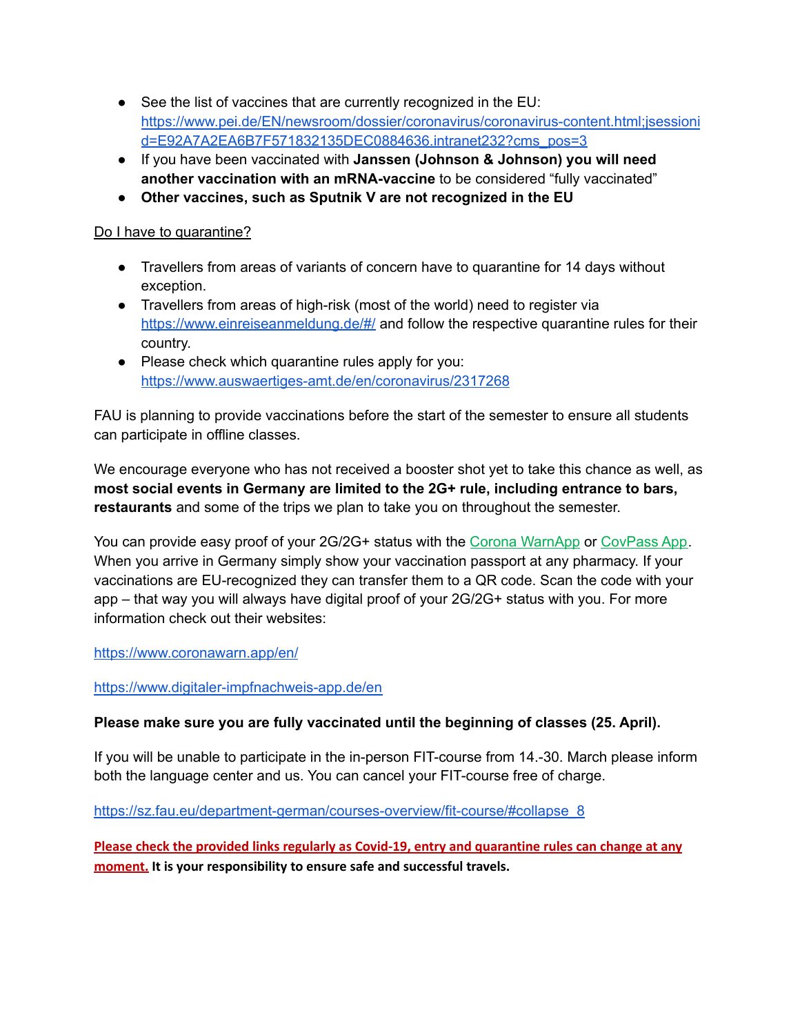- See the list of vaccines that are currently recognized in the EU: [https://www.pei.de/EN/newsroom/dossier/coronavirus/coronavirus-content.html;jsessionid=E92A7A2EA6B7F571832135DEC0884636.intranet232?cms_pos=3](https://www.pei.de/EN/newsroom/dossier/coronavirus/coronavirus-content.html;jsessionid=E92A7A2EA6B7F571832135DEC0884636.intranet232?cms_pos=3)
- If you have been vaccinated with **Janssen (Johnson & Johnson) you will need another vaccination with an mRNA-vaccine** to be considered "fully vaccinated"
- **Other vaccines, such as Sputnik V are not recognized in the EU**

<u>Do I have to quarantine?</u>

- Travellers from areas of variants of concern have to quarantine for 14 days without exception.
- Travellers from areas of high-risk (most of the world) need to register via [https://www.einreiseanmeldung.de/#/](https://www.einreiseanmeldung.de/#/) and follow the respective quarantine rules for their country.
- Please check which quarantine rules apply for you: [https://www.auswaertiges-amt.de/en/coronavirus/2317268](https://www.auswaertiges-amt.de/en/coronavirus/2317268)

FAU is planning to provide vaccinations before the start of the semester to ensure all students can participate in offline classes.

We encourage everyone who has not received a booster shot yet to take this chance as well, as **most social events in Germany are limited to the 2G+ rule, including entrance to bars, restaurants** and some of the trips we plan to take you on throughout the semester.

You can provide easy proof of your 2G/2G+ status with the Corona WarnApp or CovPass App. When you arrive in Germany simply show your vaccination passport at any pharmacy. If your vaccinations are EU-recognized they can transfer them to a QR code. Scan the code with your app – that way you will always have digital proof of your 2G/2G+ status with you. For more information check out their websites:

[https://www.coronawarn.app/en/](https://www.coronawarn.app/en/)

[https://www.digitaler-impfnachweis-app.de/en](https://www.digitaler-impfnachweis-app.de/en)

**Please make sure you are fully vaccinated until the beginning of classes (25. April).**

If you will be unable to participate in the in-person FIT-course from 14.-30. March please inform both the language center and us. You can cancel your FIT-course free of charge.

[https://sz.fau.eu/department-german/courses-overview/fit-course/#collapse_8](https://sz.fau.eu/department-german/courses-overview/fit-course/#collapse_8)

<u>**Please check the provided links regularly as Covid-19, entry and quarantine rules can change at any moment.**</u> **It is your responsibility to ensure safe and successful travels.**